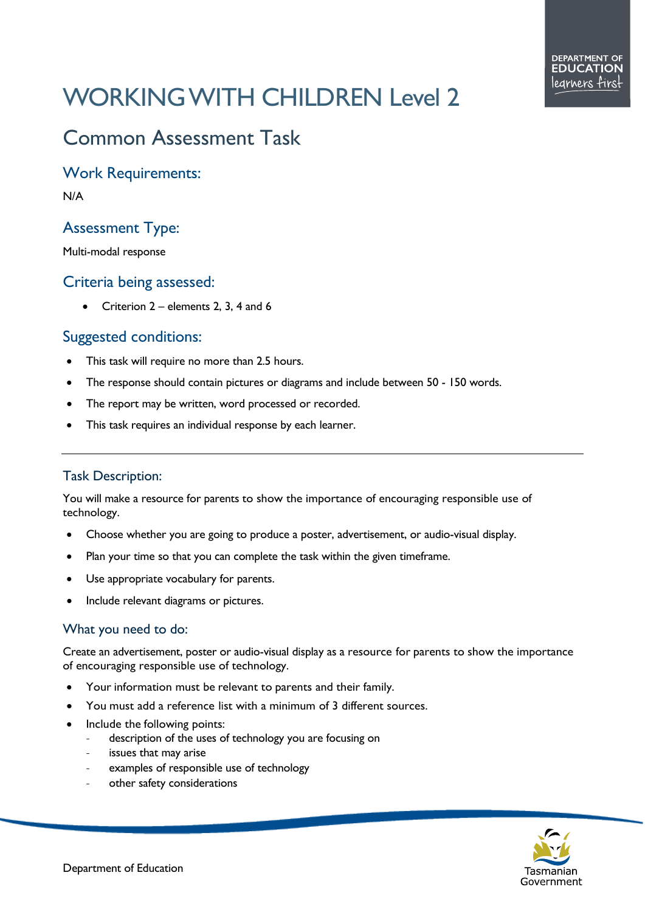# WORKING WITH CHILDREN Level 2

## Common Assessment Task

### Work Requirements:

N/A

### Assessment Type:

Multi-modal response

### Criteria being assessed:

- Criterion 2 – elements 2, 3, 4 and 6

### Suggested conditions:

- This task will require no more than 2.5 hours.
- The response should contain pictures or diagrams and include between 50 - 150 words.
- The report may be written, word processed or recorded.
- This task requires an individual response by each learner.

---

### Task Description:

You will make a resource for parents to show the importance of encouraging responsible use of technology.

- Choose whether you are going to produce a poster, advertisement, or audio-visual display.
- Plan your time so that you can complete the task within the given timeframe.
- Use appropriate vocabulary for parents.
- Include relevant diagrams or pictures.

### What you need to do:

Create an advertisement, poster or audio-visual display as a resource for parents to show the importance of encouraging responsible use of technology.

- Your information must be relevant to parents and their family.
- You must add a reference list with a minimum of 3 different sources.
- Include the following points:
  - description of the uses of technology you are focusing on
  - issues that may arise
  - examples of responsible use of technology
  - other safety considerations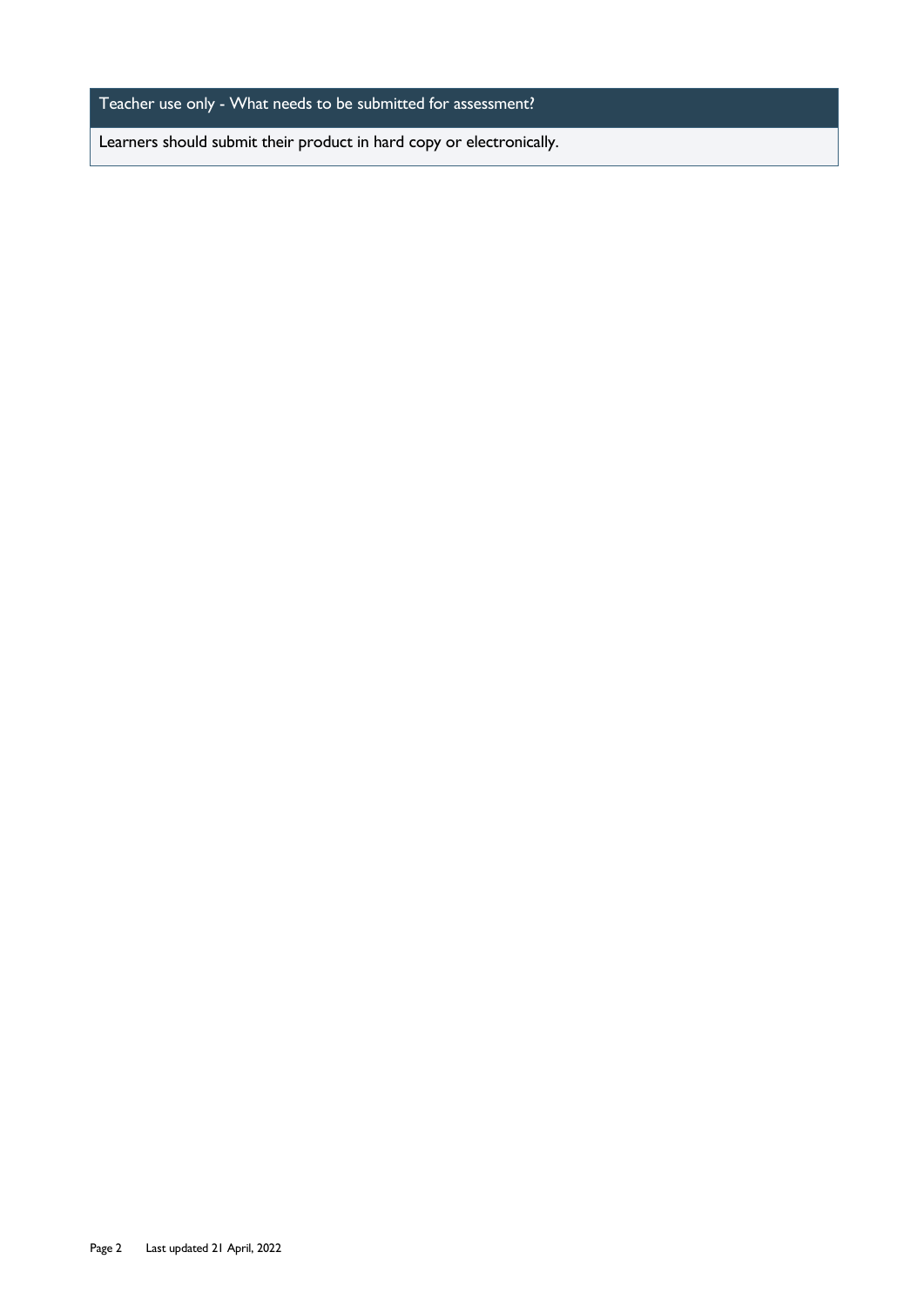| Teacher use only - What needs to be submitted for assessment? |
| --- |
| Learners should submit their product in hard copy or electronically. |